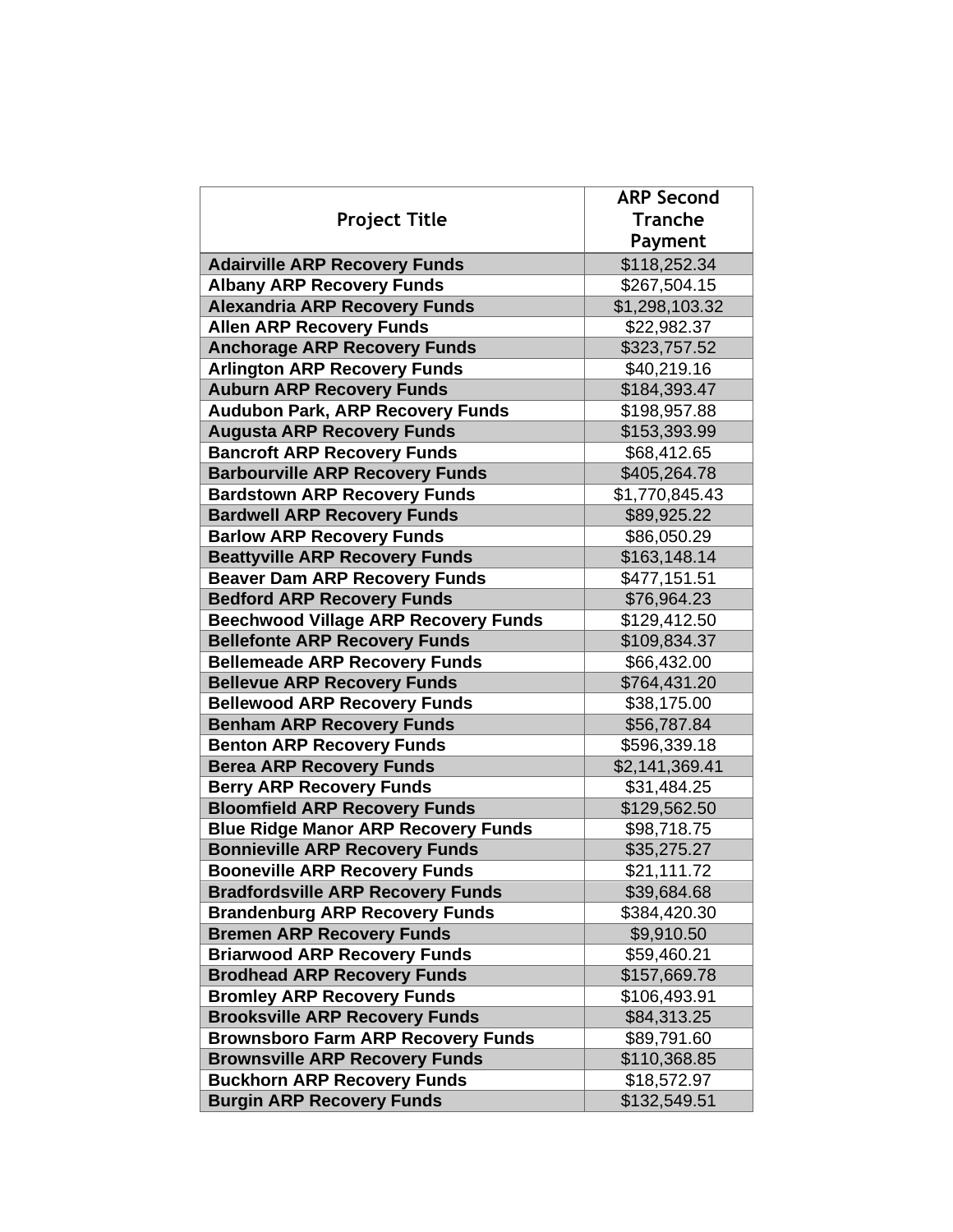| Project Title | ARP Second Tranche Payment |
| --- | --- |
| **Adairville ARP Recovery Funds** | $118,252.34 |
| **Albany ARP Recovery Funds** | $267,504.15 |
| **Alexandria ARP Recovery Funds** | $1,298,103.32 |
| **Allen ARP Recovery Funds** | $22,982.37 |
| **Anchorage ARP Recovery Funds** | $323,757.52 |
| **Arlington ARP Recovery Funds** | $40,219.16 |
| **Auburn ARP Recovery Funds** | $184,393.47 |
| **Audubon Park, ARP Recovery Funds** | $198,957.88 |
| **Augusta ARP Recovery Funds** | $153,393.99 |
| **Bancroft ARP Recovery Funds** | $68,412.65 |
| **Barbourville ARP Recovery Funds** | $405,264.78 |
| **Bardstown ARP Recovery Funds** | $1,770,845.43 |
| **Bardwell ARP Recovery Funds** | $89,925.22 |
| **Barlow ARP Recovery Funds** | $86,050.29 |
| **Beattyville ARP Recovery Funds** | $163,148.14 |
| **Beaver Dam ARP Recovery Funds** | $477,151.51 |
| **Bedford ARP Recovery Funds** | $76,964.23 |
| **Beechwood Village ARP Recovery Funds** | $129,412.50 |
| **Bellefonte ARP Recovery Funds** | $109,834.37 |
| **Bellemeade ARP Recovery Funds** | $66,432.00 |
| **Bellevue ARP Recovery Funds** | $764,431.20 |
| **Bellewood ARP Recovery Funds** | $38,175.00 |
| **Benham ARP Recovery Funds** | $56,787.84 |
| **Benton ARP Recovery Funds** | $596,339.18 |
| **Berea ARP Recovery Funds** | $2,141,369.41 |
| **Berry ARP Recovery Funds** | $31,484.25 |
| **Bloomfield ARP Recovery Funds** | $129,562.50 |
| **Blue Ridge Manor ARP Recovery Funds** | $98,718.75 |
| **Bonnieville ARP Recovery Funds** | $35,275.27 |
| **Booneville ARP Recovery Funds** | $21,111.72 |
| **Bradfordsville ARP Recovery Funds** | $39,684.68 |
| **Brandenburg ARP Recovery Funds** | $384,420.30 |
| **Bremen ARP Recovery Funds** | $9,910.50 |
| **Briarwood ARP Recovery Funds** | $59,460.21 |
| **Brodhead ARP Recovery Funds** | $157,669.78 |
| **Bromley ARP Recovery Funds** | $106,493.91 |
| **Brooksville ARP Recovery Funds** | $84,313.25 |
| **Brownsboro Farm ARP Recovery Funds** | $89,791.60 |
| **Brownsville ARP Recovery Funds** | $110,368.85 |
| **Buckhorn ARP Recovery Funds** | $18,572.97 |
| **Burgin ARP Recovery Funds** | $132,549.51 |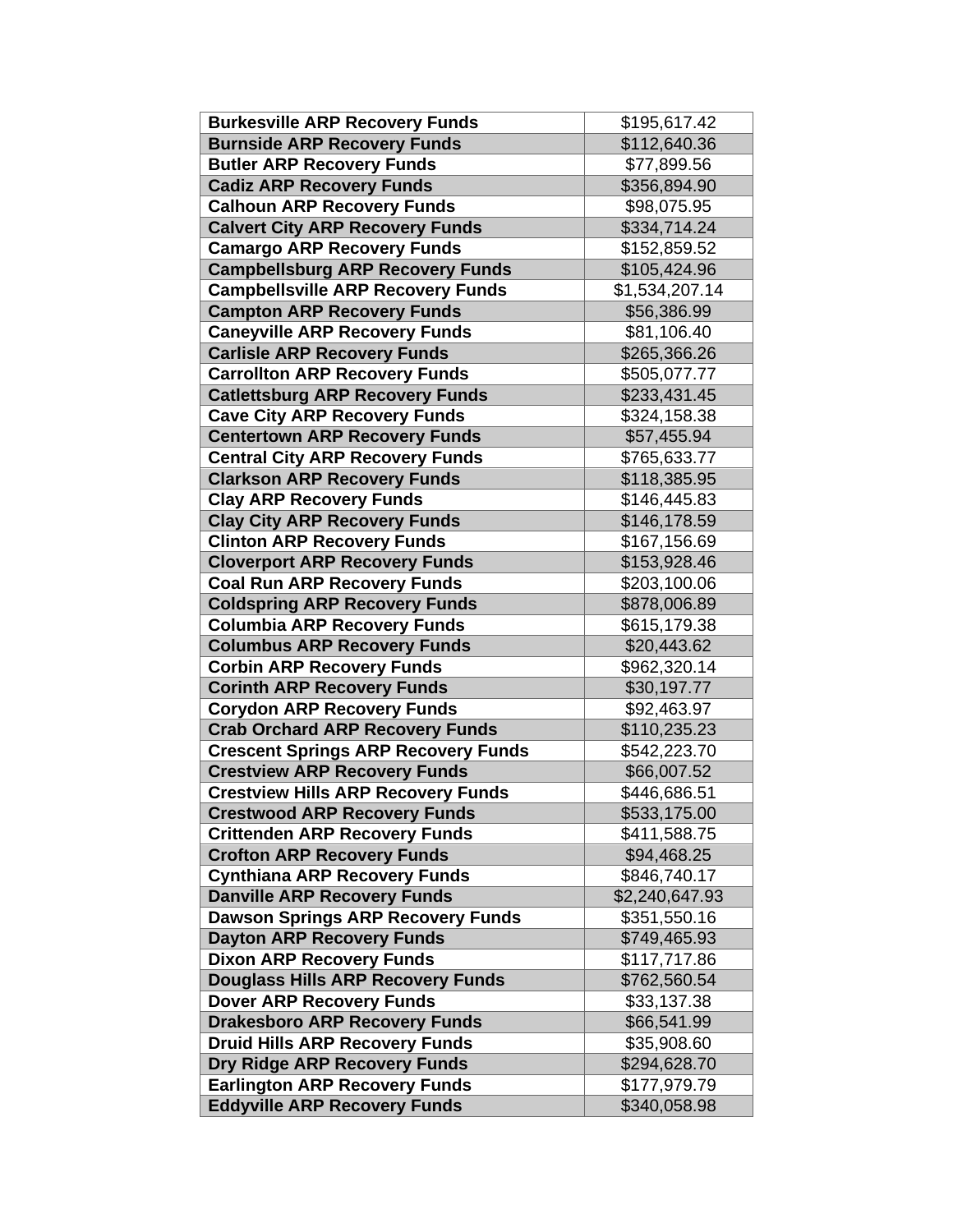| Burkesville ARP Recovery Funds | $195,617.42 |
|---|---|
| Burnside ARP Recovery Funds | $112,640.36 |
| Butler ARP Recovery Funds | $77,899.56 |
| Cadiz ARP Recovery Funds | $356,894.90 |
| Calhoun ARP Recovery Funds | $98,075.95 |
| Calvert City ARP Recovery Funds | $334,714.24 |
| Camargo ARP Recovery Funds | $152,859.52 |
| Campbellsburg ARP Recovery Funds | $105,424.96 |
| Campbellsville ARP Recovery Funds | $1,534,207.14 |
| Campton ARP Recovery Funds | $56,386.99 |
| Caneyville ARP Recovery Funds | $81,106.40 |
| Carlisle ARP Recovery Funds | $265,366.26 |
| Carrollton ARP Recovery Funds | $505,077.77 |
| Catlettsburg ARP Recovery Funds | $233,431.45 |
| Cave City ARP Recovery Funds | $324,158.38 |
| Centertown ARP Recovery Funds | $57,455.94 |
| Central City ARP Recovery Funds | $765,633.77 |
| Clarkson ARP Recovery Funds | $118,385.95 |
| Clay ARP Recovery Funds | $146,445.83 |
| Clay City ARP Recovery Funds | $146,178.59 |
| Clinton ARP Recovery Funds | $167,156.69 |
| Cloverport ARP Recovery Funds | $153,928.46 |
| Coal Run ARP Recovery Funds | $203,100.06 |
| Coldspring ARP Recovery Funds | $878,006.89 |
| Columbia ARP Recovery Funds | $615,179.38 |
| Columbus ARP Recovery Funds | $20,443.62 |
| Corbin ARP Recovery Funds | $962,320.14 |
| Corinth ARP Recovery Funds | $30,197.77 |
| Corydon ARP Recovery Funds | $92,463.97 |
| Crab Orchard ARP Recovery Funds | $110,235.23 |
| Crescent Springs ARP Recovery Funds | $542,223.70 |
| Crestview ARP Recovery Funds | $66,007.52 |
| Crestview Hills ARP Recovery Funds | $446,686.51 |
| Crestwood ARP Recovery Funds | $533,175.00 |
| Crittenden ARP Recovery Funds | $411,588.75 |
| Crofton ARP Recovery Funds | $94,468.25 |
| Cynthiana ARP Recovery Funds | $846,740.17 |
| Danville ARP Recovery Funds | $2,240,647.93 |
| Dawson Springs ARP Recovery Funds | $351,550.16 |
| Dayton ARP Recovery Funds | $749,465.93 |
| Dixon ARP Recovery Funds | $117,717.86 |
| Douglass Hills ARP Recovery Funds | $762,560.54 |
| Dover ARP Recovery Funds | $33,137.38 |
| Drakesboro ARP Recovery Funds | $66,541.99 |
| Druid Hills ARP Recovery Funds | $35,908.60 |
| Dry Ridge ARP Recovery Funds | $294,628.70 |
| Earlington ARP Recovery Funds | $177,979.79 |
| Eddyville ARP Recovery Funds | $340,058.98 |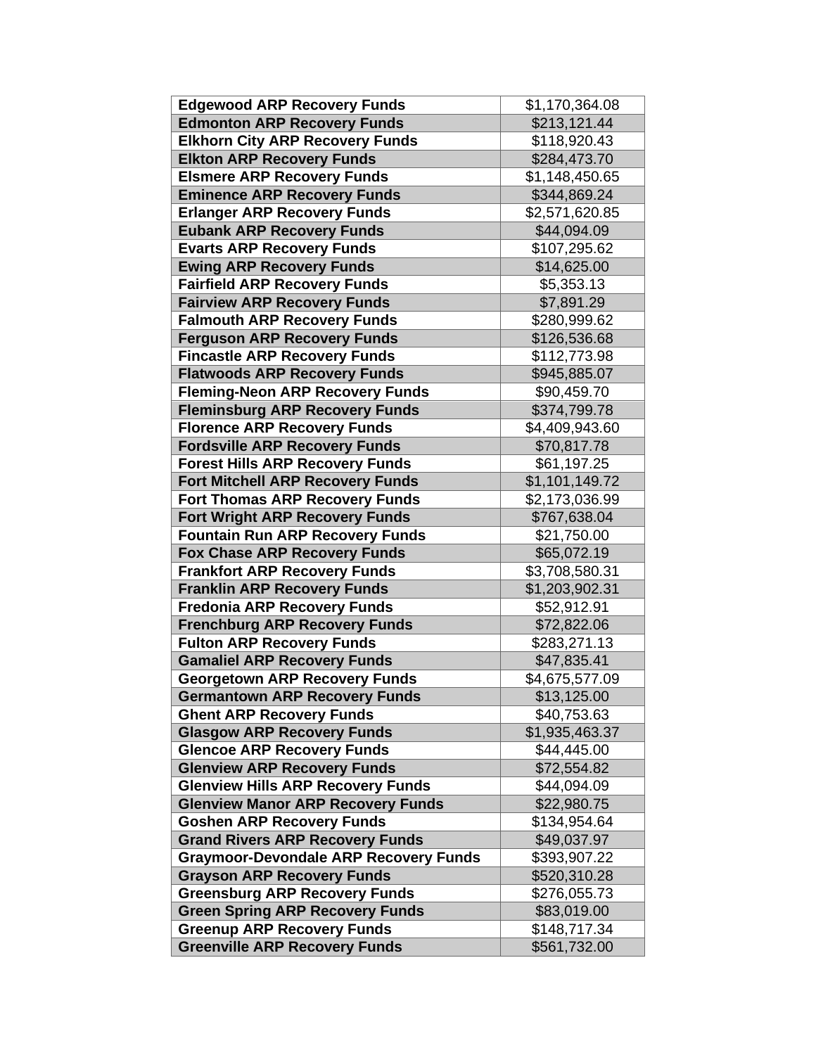| Edgewood ARP Recovery Funds | $1,170,364.08 |
|---|---|
| Edmonton ARP Recovery Funds | $213,121.44 |
| Elkhorn City ARP Recovery Funds | $118,920.43 |
| Elkton ARP Recovery Funds | $284,473.70 |
| Elsmere ARP Recovery Funds | $1,148,450.65 |
| Eminence ARP Recovery Funds | $344,869.24 |
| Erlanger ARP Recovery Funds | $2,571,620.85 |
| Eubank ARP Recovery Funds | $44,094.09 |
| Evarts ARP Recovery Funds | $107,295.62 |
| Ewing ARP Recovery Funds | $14,625.00 |
| Fairfield ARP Recovery Funds | $5,353.13 |
| Fairview ARP Recovery Funds | $7,891.29 |
| Falmouth ARP Recovery Funds | $280,999.62 |
| Ferguson ARP Recovery Funds | $126,536.68 |
| Fincastle ARP Recovery Funds | $112,773.98 |
| Flatwoods ARP Recovery Funds | $945,885.07 |
| Fleming-Neon ARP Recovery Funds | $90,459.70 |
| Fleminsburg ARP Recovery Funds | $374,799.78 |
| Florence ARP Recovery Funds | $4,409,943.60 |
| Fordsville ARP Recovery Funds | $70,817.78 |
| Forest Hills ARP Recovery Funds | $61,197.25 |
| Fort Mitchell ARP Recovery Funds | $1,101,149.72 |
| Fort Thomas ARP Recovery Funds | $2,173,036.99 |
| Fort Wright ARP Recovery Funds | $767,638.04 |
| Fountain Run ARP Recovery Funds | $21,750.00 |
| Fox Chase ARP Recovery Funds | $65,072.19 |
| Frankfort ARP Recovery Funds | $3,708,580.31 |
| Franklin ARP Recovery Funds | $1,203,902.31 |
| Fredonia ARP Recovery Funds | $52,912.91 |
| Frenchburg ARP Recovery Funds | $72,822.06 |
| Fulton ARP Recovery Funds | $283,271.13 |
| Gamaliel ARP Recovery Funds | $47,835.41 |
| Georgetown ARP Recovery Funds | $4,675,577.09 |
| Germantown ARP Recovery Funds | $13,125.00 |
| Ghent ARP Recovery Funds | $40,753.63 |
| Glasgow ARP Recovery Funds | $1,935,463.37 |
| Glencoe ARP Recovery Funds | $44,445.00 |
| Glenview ARP Recovery Funds | $72,554.82 |
| Glenview Hills ARP Recovery Funds | $44,094.09 |
| Glenview Manor ARP Recovery Funds | $22,980.75 |
| Goshen ARP Recovery Funds | $134,954.64 |
| Grand Rivers ARP Recovery Funds | $49,037.97 |
| Graymoor-Devondale ARP Recovery Funds | $393,907.22 |
| Grayson ARP Recovery Funds | $520,310.28 |
| Greensburg ARP Recovery Funds | $276,055.73 |
| Green Spring ARP Recovery Funds | $83,019.00 |
| Greenup ARP Recovery Funds | $148,717.34 |
| Greenville ARP Recovery Funds | $561,732.00 |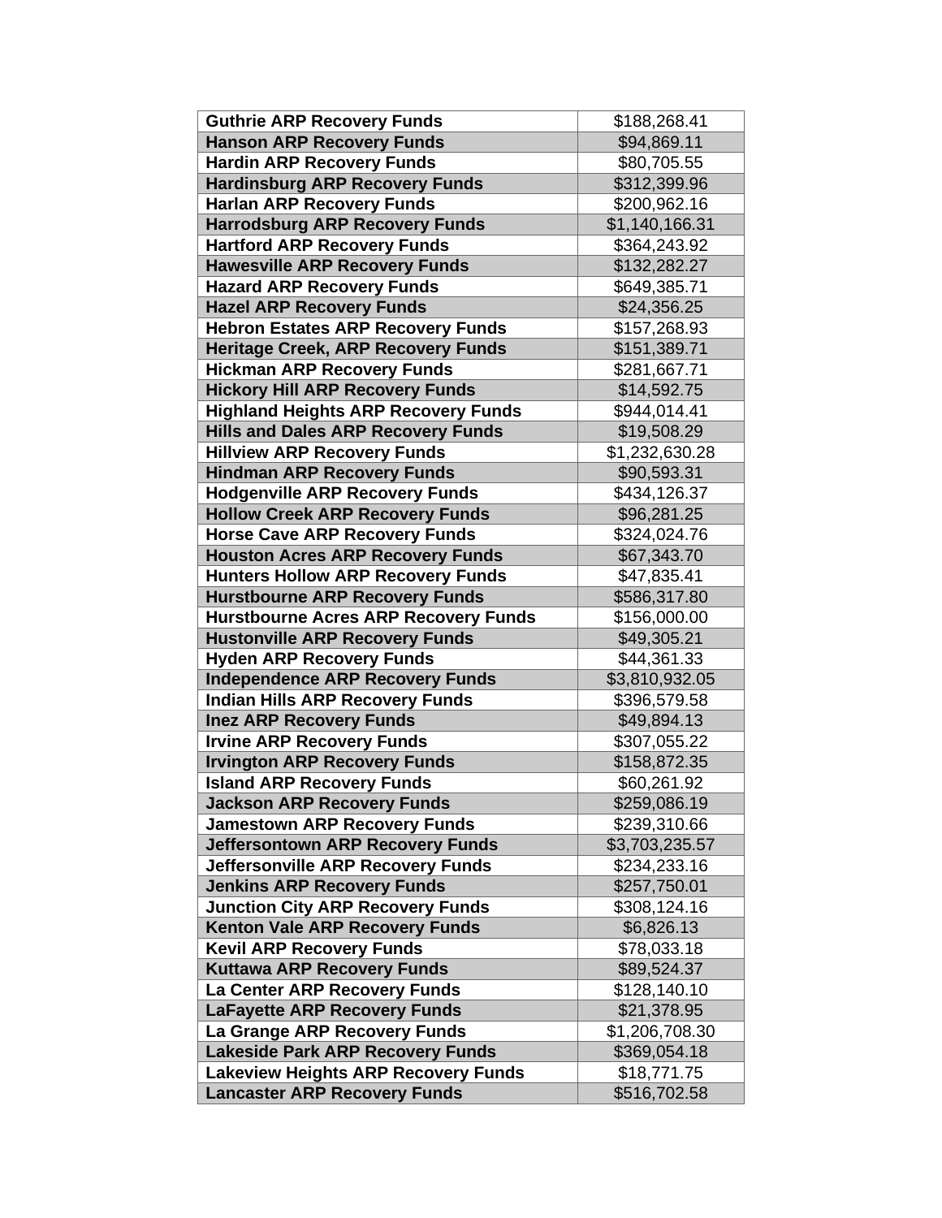| Guthrie ARP Recovery Funds | $188,268.41 |
|---|---|
| Hanson ARP Recovery Funds | $94,869.11 |
| Hardin ARP Recovery Funds | $80,705.55 |
| Hardinsburg ARP Recovery Funds | $312,399.96 |
| Harlan ARP Recovery Funds | $200,962.16 |
| Harrodsburg ARP Recovery Funds | $1,140,166.31 |
| Hartford ARP Recovery Funds | $364,243.92 |
| Hawesville ARP Recovery Funds | $132,282.27 |
| Hazard ARP Recovery Funds | $649,385.71 |
| Hazel ARP Recovery Funds | $24,356.25 |
| Hebron Estates ARP Recovery Funds | $157,268.93 |
| Heritage Creek, ARP Recovery Funds | $151,389.71 |
| Hickman ARP Recovery Funds | $281,667.71 |
| Hickory Hill ARP Recovery Funds | $14,592.75 |
| Highland Heights ARP Recovery Funds | $944,014.41 |
| Hills and Dales ARP Recovery Funds | $19,508.29 |
| Hillview ARP Recovery Funds | $1,232,630.28 |
| Hindman ARP Recovery Funds | $90,593.31 |
| Hodgenville ARP Recovery Funds | $434,126.37 |
| Hollow Creek ARP Recovery Funds | $96,281.25 |
| Horse Cave ARP Recovery Funds | $324,024.76 |
| Houston Acres ARP Recovery Funds | $67,343.70 |
| Hunters Hollow ARP Recovery Funds | $47,835.41 |
| Hurstbourne ARP Recovery Funds | $586,317.80 |
| Hurstbourne Acres ARP Recovery Funds | $156,000.00 |
| Hustonville ARP Recovery Funds | $49,305.21 |
| Hyden ARP Recovery Funds | $44,361.33 |
| Independence ARP Recovery Funds | $3,810,932.05 |
| Indian Hills ARP Recovery Funds | $396,579.58 |
| Inez ARP Recovery Funds | $49,894.13 |
| Irvine ARP Recovery Funds | $307,055.22 |
| Irvington ARP Recovery Funds | $158,872.35 |
| Island ARP Recovery Funds | $60,261.92 |
| Jackson ARP Recovery Funds | $259,086.19 |
| Jamestown ARP Recovery Funds | $239,310.66 |
| Jeffersontown ARP Recovery Funds | $3,703,235.57 |
| Jeffersonville ARP Recovery Funds | $234,233.16 |
| Jenkins ARP Recovery Funds | $257,750.01 |
| Junction City ARP Recovery Funds | $308,124.16 |
| Kenton Vale ARP Recovery Funds | $6,826.13 |
| Kevil ARP Recovery Funds | $78,033.18 |
| Kuttawa ARP Recovery Funds | $89,524.37 |
| La Center ARP Recovery Funds | $128,140.10 |
| LaFayette ARP Recovery Funds | $21,378.95 |
| La Grange ARP Recovery Funds | $1,206,708.30 |
| Lakeside Park ARP Recovery Funds | $369,054.18 |
| Lakeview Heights ARP Recovery Funds | $18,771.75 |
| Lancaster ARP Recovery Funds | $516,702.58 |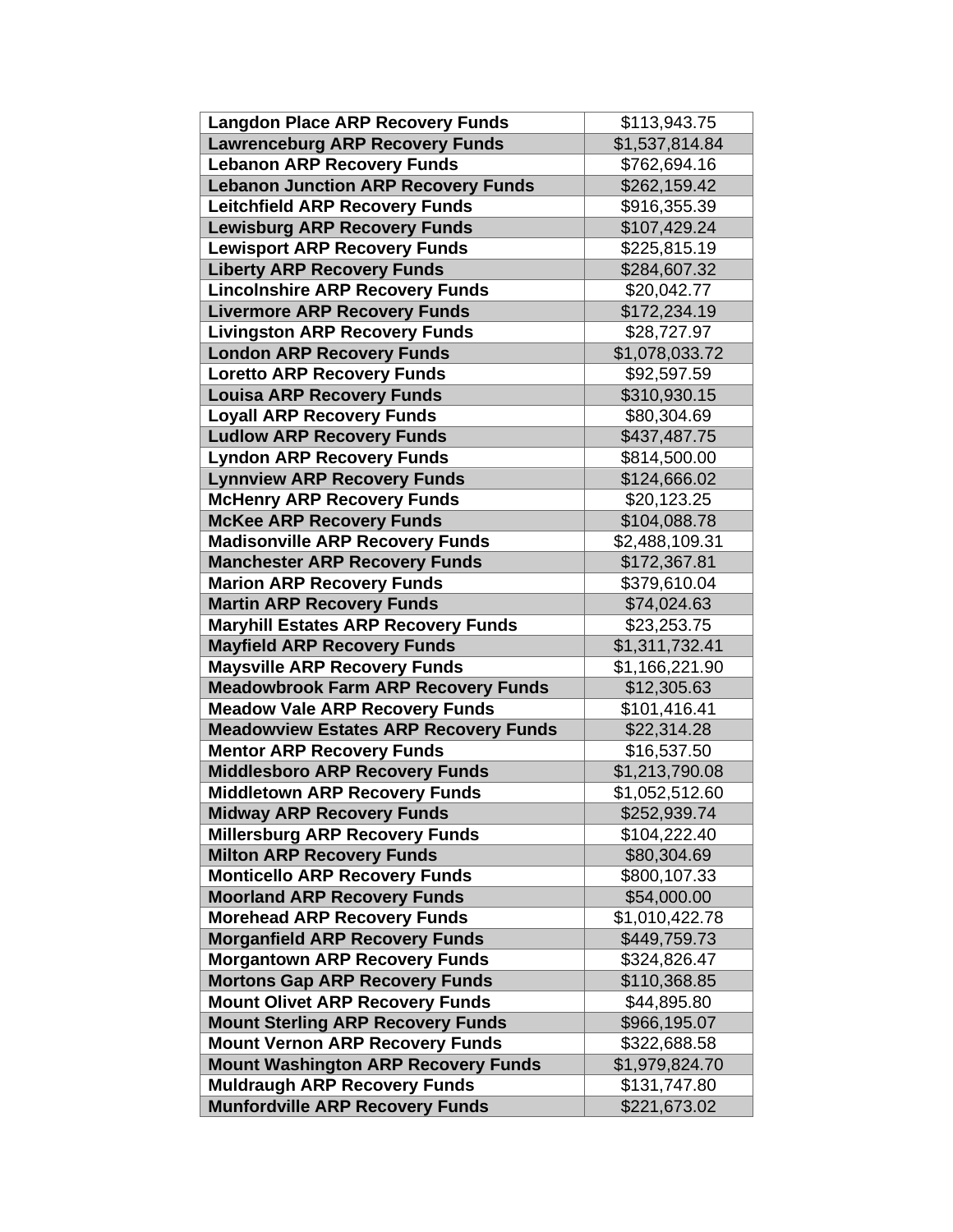| Langdon Place ARP Recovery Funds | $113,943.75 |
|---|---|
| Lawrenceburg ARP Recovery Funds | $1,537,814.84 |
| Lebanon ARP Recovery Funds | $762,694.16 |
| Lebanon Junction ARP Recovery Funds | $262,159.42 |
| Leitchfield ARP Recovery Funds | $916,355.39 |
| Lewisburg ARP Recovery Funds | $107,429.24 |
| Lewisport ARP Recovery Funds | $225,815.19 |
| Liberty ARP Recovery Funds | $284,607.32 |
| Lincolnshire ARP Recovery Funds | $20,042.77 |
| Livermore ARP Recovery Funds | $172,234.19 |
| Livingston ARP Recovery Funds | $28,727.97 |
| London ARP Recovery Funds | $1,078,033.72 |
| Loretto ARP Recovery Funds | $92,597.59 |
| Louisa ARP Recovery Funds | $310,930.15 |
| Loyall ARP Recovery Funds | $80,304.69 |
| Ludlow ARP Recovery Funds | $437,487.75 |
| Lyndon ARP Recovery Funds | $814,500.00 |
| Lynnview ARP Recovery Funds | $124,666.02 |
| McHenry ARP Recovery Funds | $20,123.25 |
| McKee ARP Recovery Funds | $104,088.78 |
| Madisonville ARP Recovery Funds | $2,488,109.31 |
| Manchester ARP Recovery Funds | $172,367.81 |
| Marion ARP Recovery Funds | $379,610.04 |
| Martin ARP Recovery Funds | $74,024.63 |
| Maryhill Estates ARP Recovery Funds | $23,253.75 |
| Mayfield ARP Recovery Funds | $1,311,732.41 |
| Maysville ARP Recovery Funds | $1,166,221.90 |
| Meadowbrook Farm ARP Recovery Funds | $12,305.63 |
| Meadow Vale ARP Recovery Funds | $101,416.41 |
| Meadowview Estates ARP Recovery Funds | $22,314.28 |
| Mentor ARP Recovery Funds | $16,537.50 |
| Middlesboro ARP Recovery Funds | $1,213,790.08 |
| Middletown ARP Recovery Funds | $1,052,512.60 |
| Midway ARP Recovery Funds | $252,939.74 |
| Millersburg ARP Recovery Funds | $104,222.40 |
| Milton ARP Recovery Funds | $80,304.69 |
| Monticello ARP Recovery Funds | $800,107.33 |
| Moorland ARP Recovery Funds | $54,000.00 |
| Morehead ARP Recovery Funds | $1,010,422.78 |
| Morganfield ARP Recovery Funds | $449,759.73 |
| Morgantown ARP Recovery Funds | $324,826.47 |
| Mortons Gap ARP Recovery Funds | $110,368.85 |
| Mount Olivet ARP Recovery Funds | $44,895.80 |
| Mount Sterling ARP Recovery Funds | $966,195.07 |
| Mount Vernon ARP Recovery Funds | $322,688.58 |
| Mount Washington ARP Recovery Funds | $1,979,824.70 |
| Muldraugh ARP Recovery Funds | $131,747.80 |
| Munfordville ARP Recovery Funds | $221,673.02 |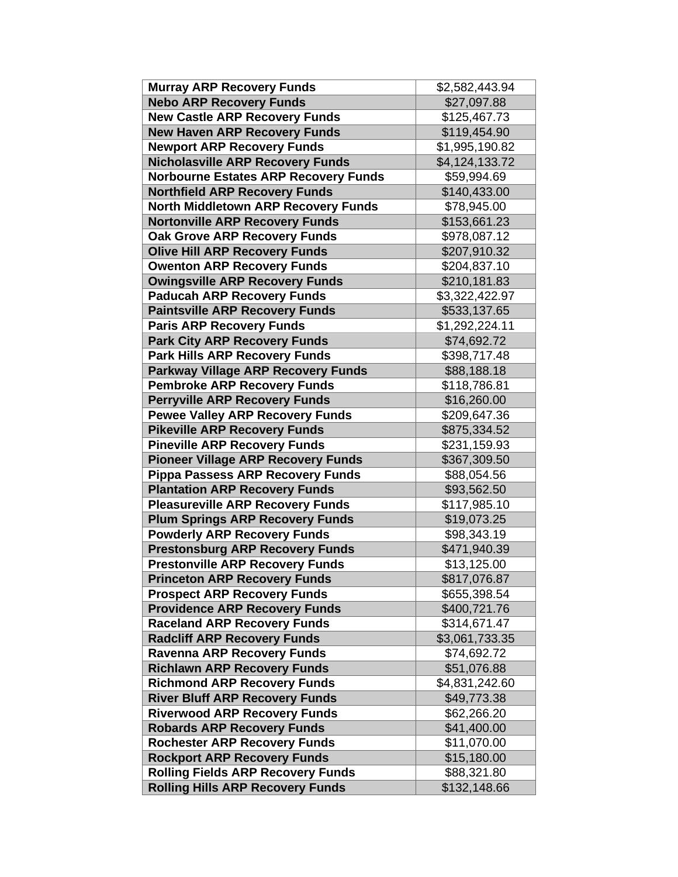| Murray ARP Recovery Funds | $2,582,443.94 |
|---|---|
| Nebo ARP Recovery Funds | $27,097.88 |
| New Castle ARP Recovery Funds | $125,467.73 |
| New Haven ARP Recovery Funds | $119,454.90 |
| Newport ARP Recovery Funds | $1,995,190.82 |
| Nicholasville ARP Recovery Funds | $4,124,133.72 |
| Norbourne Estates ARP Recovery Funds | $59,994.69 |
| Northfield ARP Recovery Funds | $140,433.00 |
| North Middletown ARP Recovery Funds | $78,945.00 |
| Nortonville ARP Recovery Funds | $153,661.23 |
| Oak Grove ARP Recovery Funds | $978,087.12 |
| Olive Hill ARP Recovery Funds | $207,910.32 |
| Owenton ARP Recovery Funds | $204,837.10 |
| Owingsville ARP Recovery Funds | $210,181.83 |
| Paducah ARP Recovery Funds | $3,322,422.97 |
| Paintsville ARP Recovery Funds | $533,137.65 |
| Paris ARP Recovery Funds | $1,292,224.11 |
| Park City ARP Recovery Funds | $74,692.72 |
| Park Hills ARP Recovery Funds | $398,717.48 |
| Parkway Village ARP Recovery Funds | $88,188.18 |
| Pembroke ARP Recovery Funds | $118,786.81 |
| Perryville ARP Recovery Funds | $16,260.00 |
| Pewee Valley ARP Recovery Funds | $209,647.36 |
| Pikeville ARP Recovery Funds | $875,334.52 |
| Pineville ARP Recovery Funds | $231,159.93 |
| Pioneer Village ARP Recovery Funds | $367,309.50 |
| Pippa Passess ARP Recovery Funds | $88,054.56 |
| Plantation ARP Recovery Funds | $93,562.50 |
| Pleasureville ARP Recovery Funds | $117,985.10 |
| Plum Springs ARP Recovery Funds | $19,073.25 |
| Powderly ARP Recovery Funds | $98,343.19 |
| Prestonsburg ARP Recovery Funds | $471,940.39 |
| Prestonville ARP Recovery Funds | $13,125.00 |
| Princeton ARP Recovery Funds | $817,076.87 |
| Prospect ARP Recovery Funds | $655,398.54 |
| Providence ARP Recovery Funds | $400,721.76 |
| Raceland ARP Recovery Funds | $314,671.47 |
| Radcliff ARP Recovery Funds | $3,061,733.35 |
| Ravenna ARP Recovery Funds | $74,692.72 |
| Richlawn ARP Recovery Funds | $51,076.88 |
| Richmond ARP Recovery Funds | $4,831,242.60 |
| River Bluff ARP Recovery Funds | $49,773.38 |
| Riverwood ARP Recovery Funds | $62,266.20 |
| Robards ARP Recovery Funds | $41,400.00 |
| Rochester ARP Recovery Funds | $11,070.00 |
| Rockport ARP Recovery Funds | $15,180.00 |
| Rolling Fields ARP Recovery Funds | $88,321.80 |
| Rolling Hills ARP Recovery Funds | $132,148.66 |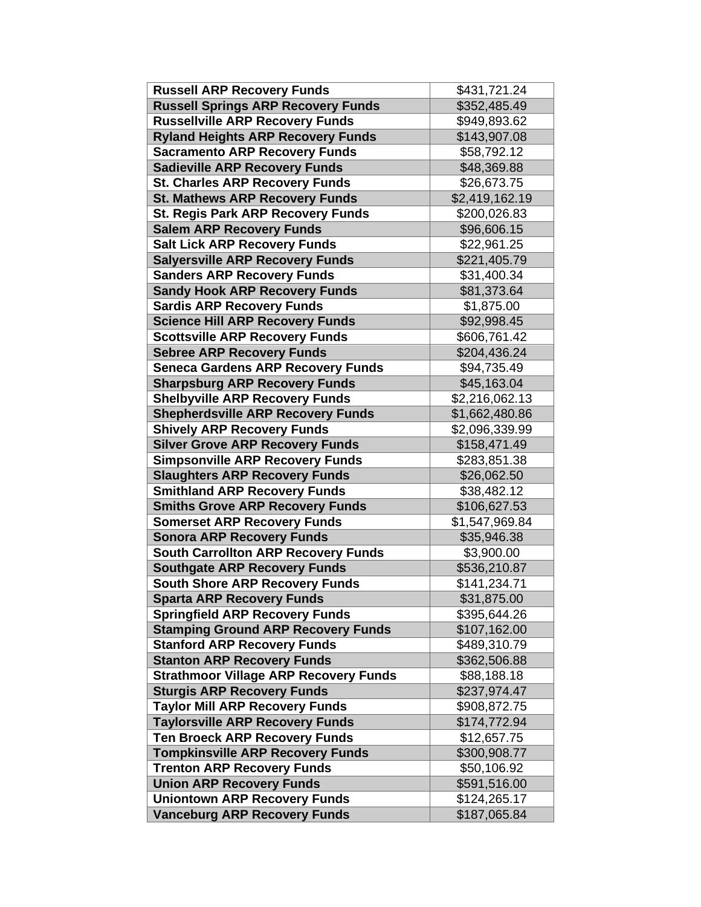| **Russell ARP Recovery Funds** | $431,721.24 |
|---|---|
| **Russell Springs ARP Recovery Funds** | $352,485.49 |
| **Russellville ARP Recovery Funds** | $949,893.62 |
| **Ryland Heights ARP Recovery Funds** | $143,907.08 |
| **Sacramento ARP Recovery Funds** | $58,792.12 |
| **Sadieville ARP Recovery Funds** | $48,369.88 |
| **St. Charles ARP Recovery Funds** | $26,673.75 |
| **St. Mathews ARP Recovery Funds** | $2,419,162.19 |
| **St. Regis Park ARP Recovery Funds** | $200,026.83 |
| **Salem ARP Recovery Funds** | $96,606.15 |
| **Salt Lick ARP Recovery Funds** | $22,961.25 |
| **Salyersville ARP Recovery Funds** | $221,405.79 |
| **Sanders ARP Recovery Funds** | $31,400.34 |
| **Sandy Hook ARP Recovery Funds** | $81,373.64 |
| **Sardis ARP Recovery Funds** | $1,875.00 |
| **Science Hill ARP Recovery Funds** | $92,998.45 |
| **Scottsville ARP Recovery Funds** | $606,761.42 |
| **Sebree ARP Recovery Funds** | $204,436.24 |
| **Seneca Gardens ARP Recovery Funds** | $94,735.49 |
| **Sharpsburg ARP Recovery Funds** | $45,163.04 |
| **Shelbyville ARP Recovery Funds** | $2,216,062.13 |
| **Shepherdsville ARP Recovery Funds** | $1,662,480.86 |
| **Shively ARP Recovery Funds** | $2,096,339.99 |
| **Silver Grove ARP Recovery Funds** | $158,471.49 |
| **Simpsonville ARP Recovery Funds** | $283,851.38 |
| **Slaughters ARP Recovery Funds** | $26,062.50 |
| **Smithland ARP Recovery Funds** | $38,482.12 |
| **Smiths Grove ARP Recovery Funds** | $106,627.53 |
| **Somerset ARP Recovery Funds** | $1,547,969.84 |
| **Sonora ARP Recovery Funds** | $35,946.38 |
| **South Carrollton ARP Recovery Funds** | $3,900.00 |
| **Southgate ARP Recovery Funds** | $536,210.87 |
| **South Shore ARP Recovery Funds** | $141,234.71 |
| **Sparta ARP Recovery Funds** | $31,875.00 |
| **Springfield ARP Recovery Funds** | $395,644.26 |
| **Stamping Ground ARP Recovery Funds** | $107,162.00 |
| **Stanford ARP Recovery Funds** | $489,310.79 |
| **Stanton ARP Recovery Funds** | $362,506.88 |
| **Strathmoor Village ARP Recovery Funds** | $88,188.18 |
| **Sturgis ARP Recovery Funds** | $237,974.47 |
| **Taylor Mill ARP Recovery Funds** | $908,872.75 |
| **Taylorsville ARP Recovery Funds** | $174,772.94 |
| **Ten Broeck ARP Recovery Funds** | $12,657.75 |
| **Tompkinsville ARP Recovery Funds** | $300,908.77 |
| **Trenton ARP Recovery Funds** | $50,106.92 |
| **Union ARP Recovery Funds** | $591,516.00 |
| **Uniontown ARP Recovery Funds** | $124,265.17 |
| **Vanceburg ARP Recovery Funds** | $187,065.84 |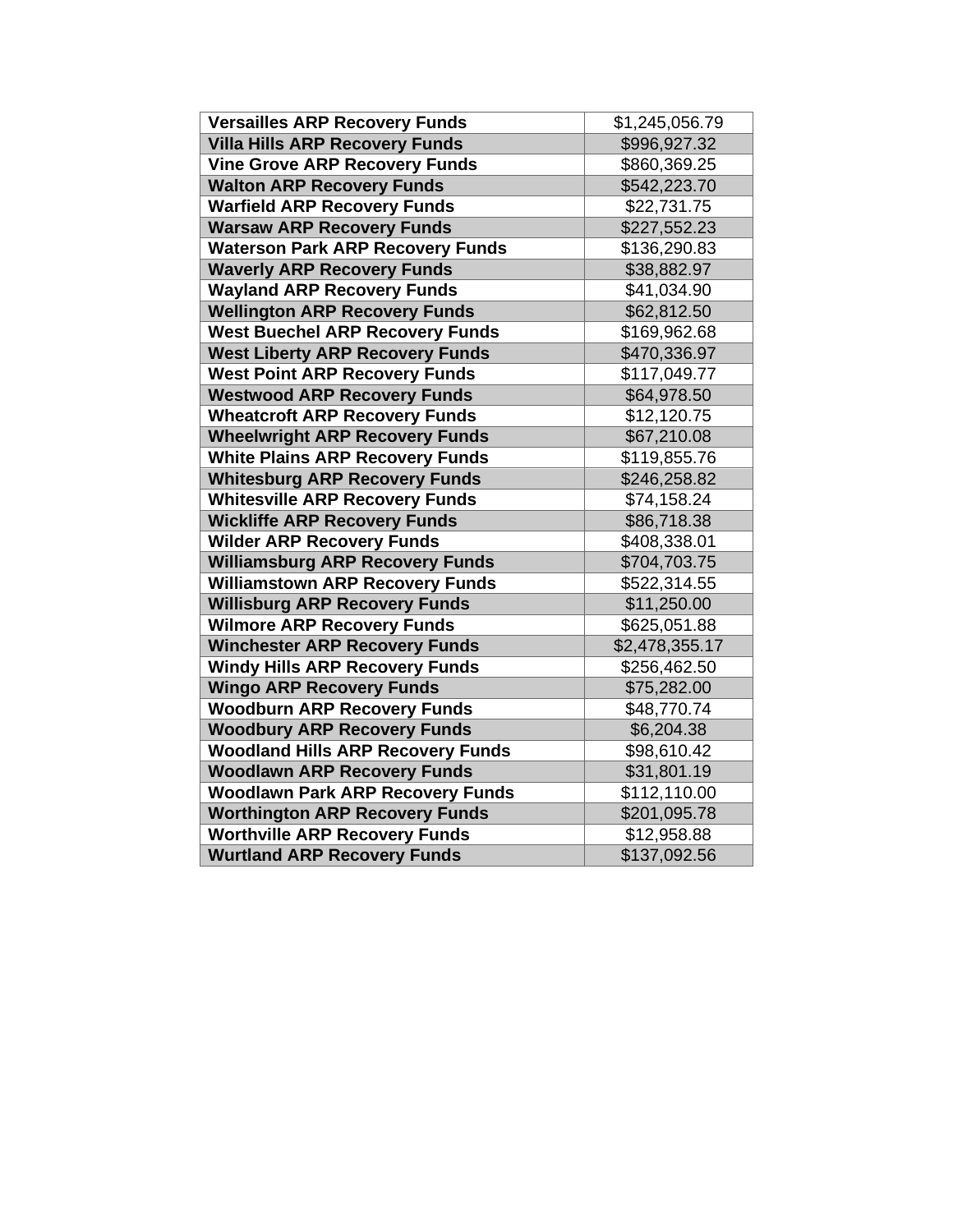| | |
|---|---|
| **Versailles ARP Recovery Funds** | $1,245,056.79 |
| **Villa Hills ARP Recovery Funds** | $996,927.32 |
| **Vine Grove ARP Recovery Funds** | $860,369.25 |
| **Walton ARP Recovery Funds** | $542,223.70 |
| **Warfield ARP Recovery Funds** | $22,731.75 |
| **Warsaw ARP Recovery Funds** | $227,552.23 |
| **Waterson Park ARP Recovery Funds** | $136,290.83 |
| **Waverly ARP Recovery Funds** | $38,882.97 |
| **Wayland ARP Recovery Funds** | $41,034.90 |
| **Wellington ARP Recovery Funds** | $62,812.50 |
| **West Buechel ARP Recovery Funds** | $169,962.68 |
| **West Liberty ARP Recovery Funds** | $470,336.97 |
| **West Point ARP Recovery Funds** | $117,049.77 |
| **Westwood ARP Recovery Funds** | $64,978.50 |
| **Wheatcroft ARP Recovery Funds** | $12,120.75 |
| **Wheelwright ARP Recovery Funds** | $67,210.08 |
| **White Plains ARP Recovery Funds** | $119,855.76 |
| **Whitesburg ARP Recovery Funds** | $246,258.82 |
| **Whitesville ARP Recovery Funds** | $74,158.24 |
| **Wickliffe ARP Recovery Funds** | $86,718.38 |
| **Wilder ARP Recovery Funds** | $408,338.01 |
| **Williamsburg ARP Recovery Funds** | $704,703.75 |
| **Williamstown ARP Recovery Funds** | $522,314.55 |
| **Willisburg ARP Recovery Funds** | $11,250.00 |
| **Wilmore ARP Recovery Funds** | $625,051.88 |
| **Winchester ARP Recovery Funds** | $2,478,355.17 |
| **Windy Hills ARP Recovery Funds** | $256,462.50 |
| **Wingo ARP Recovery Funds** | $75,282.00 |
| **Woodburn ARP Recovery Funds** | $48,770.74 |
| **Woodbury ARP Recovery Funds** | $6,204.38 |
| **Woodland Hills ARP Recovery Funds** | $98,610.42 |
| **Woodlawn ARP Recovery Funds** | $31,801.19 |
| **Woodlawn Park ARP Recovery Funds** | $112,110.00 |
| **Worthington ARP Recovery Funds** | $201,095.78 |
| **Worthville ARP Recovery Funds** | $12,958.88 |
| **Wurtland ARP Recovery Funds** | $137,092.56 |